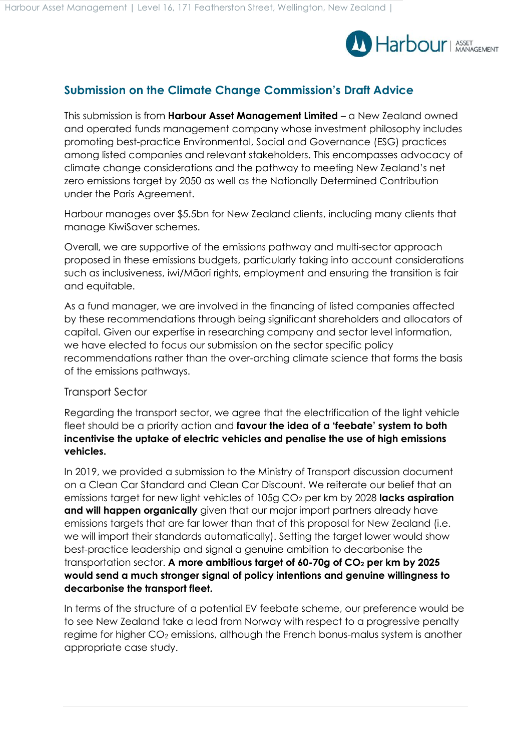## Submission on the Climate Change Commission's Draft Advice

This submission is from **Harbour Asset Management Limited** – a New Zealand owned and operated funds management company whose investment philosophy includes promoting best-practice Environmental, Social and Governance (ESG) practices among listed companies and relevant stakeholders. This encompasses advocacy of climate change considerations and the pathway to meeting New Zealand's net zero emissions target by 2050 as well as the Nationally Determined Contribution under the Paris Agreement.

Harbour manages over $5.5bn for New Zealand clients, including many clients that manage KiwiSaver schemes.

Overall, we are supportive of the emissions pathway and multi-sector approach proposed in these emissions budgets, particularly taking into account considerations such as inclusiveness, iwi/Māori rights, employment and ensuring the transition is fair and equitable.

As a fund manager, we are involved in the financing of listed companies affected by these recommendations through being significant shareholders and allocators of capital. Given our expertise in researching company and sector level information, we have elected to focus our submission on the sector specific policy recommendations rather than the over-arching climate science that forms the basis of the emissions pathways.

### Transport Sector

Regarding the transport sector, we agree that the electrification of the light vehicle fleet should be a priority action and **favour the idea of a 'feebate' system to both incentivise the uptake of electric vehicles and penalise the use of high emissions vehicles.**

In 2019, we provided a submission to the Ministry of Transport discussion document on a Clean Car Standard and Clean Car Discount. We reiterate our belief that an emissions target for new light vehicles of 105g $CO_2$ per km by 2028 **lacks aspiration and will happen organically** given that our major import partners already have emissions targets that are far lower than that of this proposal for New Zealand (i.e. we will import their standards automatically). Setting the target lower would show best-practice leadership and signal a genuine ambition to decarbonise the transportation sector. **A more ambitious target of 60-70g of $CO_2$ per km by 2025 would send a much stronger signal of policy intentions and genuine willingness to decarbonise the transport fleet.**

In terms of the structure of a potential EV feebate scheme, our preference would be to see New Zealand take a lead from Norway with respect to a progressive penalty regime for higher $CO_2$ emissions, although the French bonus-malus system is another appropriate case study.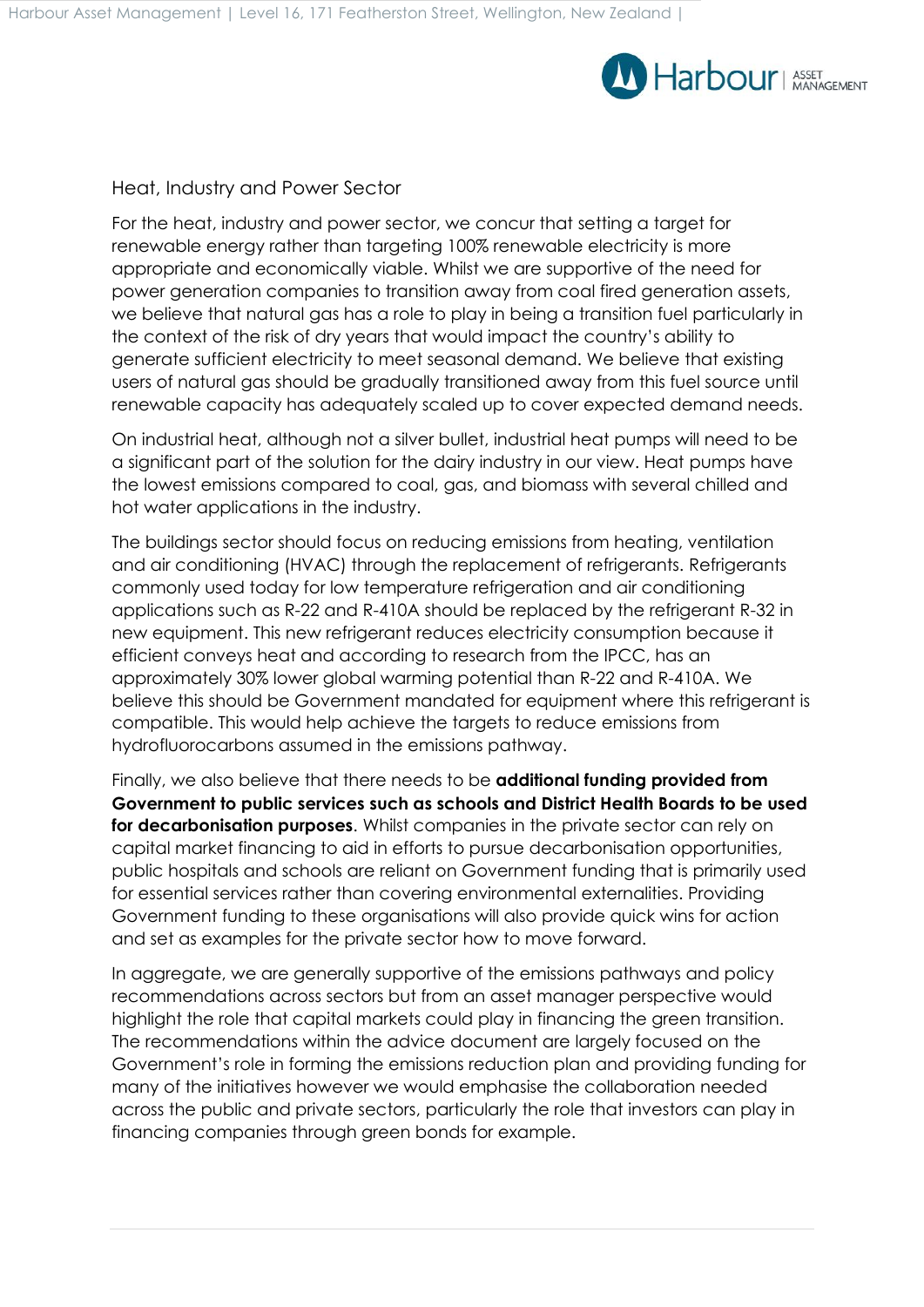## Heat, Industry and Power Sector

For the heat, industry and power sector, we concur that setting a target for renewable energy rather than targeting 100% renewable electricity is more appropriate and economically viable. Whilst we are supportive of the need for power generation companies to transition away from coal fired generation assets, we believe that natural gas has a role to play in being a transition fuel particularly in the context of the risk of dry years that would impact the country's ability to generate sufficient electricity to meet seasonal demand. We believe that existing users of natural gas should be gradually transitioned away from this fuel source until renewable capacity has adequately scaled up to cover expected demand needs.

On industrial heat, although not a silver bullet, industrial heat pumps will need to be a significant part of the solution for the dairy industry in our view. Heat pumps have the lowest emissions compared to coal, gas, and biomass with several chilled and hot water applications in the industry.

The buildings sector should focus on reducing emissions from heating, ventilation and air conditioning (HVAC) through the replacement of refrigerants. Refrigerants commonly used today for low temperature refrigeration and air conditioning applications such as R-22 and R-410A should be replaced by the refrigerant R-32 in new equipment. This new refrigerant reduces electricity consumption because it efficient conveys heat and according to research from the IPCC, has an approximately 30% lower global warming potential than R-22 and R-410A. We believe this should be Government mandated for equipment where this refrigerant is compatible. This would help achieve the targets to reduce emissions from hydrofluorocarbons assumed in the emissions pathway.

Finally, we also believe that there needs to be **additional funding provided from Government to public services such as schools and District Health Boards to be used for decarbonisation purposes**. Whilst companies in the private sector can rely on capital market financing to aid in efforts to pursue decarbonisation opportunities, public hospitals and schools are reliant on Government funding that is primarily used for essential services rather than covering environmental externalities. Providing Government funding to these organisations will also provide quick wins for action and set as examples for the private sector how to move forward.

In aggregate, we are generally supportive of the emissions pathways and policy recommendations across sectors but from an asset manager perspective would highlight the role that capital markets could play in financing the green transition. The recommendations within the advice document are largely focused on the Government's role in forming the emissions reduction plan and providing funding for many of the initiatives however we would emphasise the collaboration needed across the public and private sectors, particularly the role that investors can play in financing companies through green bonds for example.